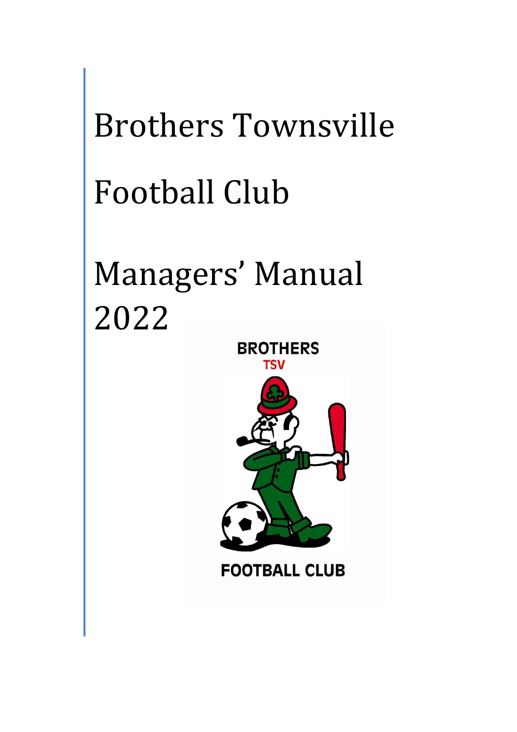# Brothers Townsville

# Football Club

# Managers' Manual 2022

BROTHERS

TSV

FOOTBALL CLUB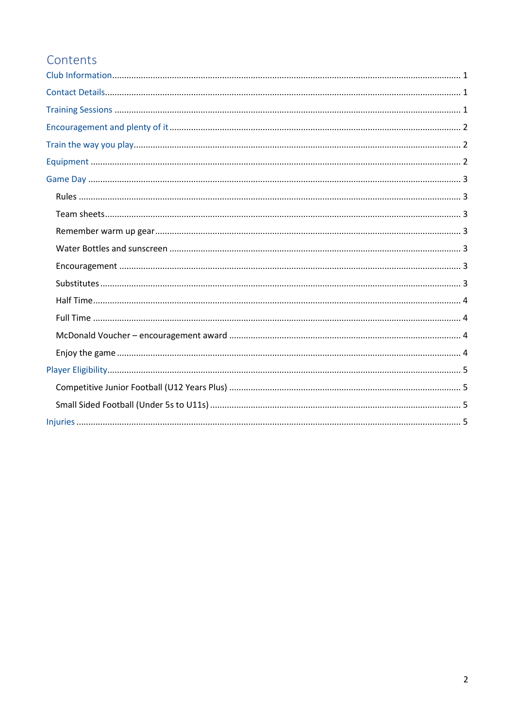# Contents

- Club Information ..... 1
- Contact Details ..... 1
- Training Sessions ..... 1
- Encouragement and plenty of it ..... 2
- Train the way you play ..... 2
- Equipment ..... 2
- Game Day ..... 3
  - Rules ..... 3
  - Team sheets ..... 3
  - Remember warm up gear ..... 3
  - Water Bottles and sunscreen ..... 3
  - Encouragement ..... 3
  - Substitutes ..... 3
  - Half Time ..... 4
  - Full Time ..... 4
  - McDonald Voucher – encouragement award ..... 4
  - Enjoy the game ..... 4
- Player Eligibility ..... 5
  - Competitive Junior Football (U12 Years Plus) ..... 5
  - Small Sided Football (Under 5s to U11s) ..... 5
- Injuries ..... 5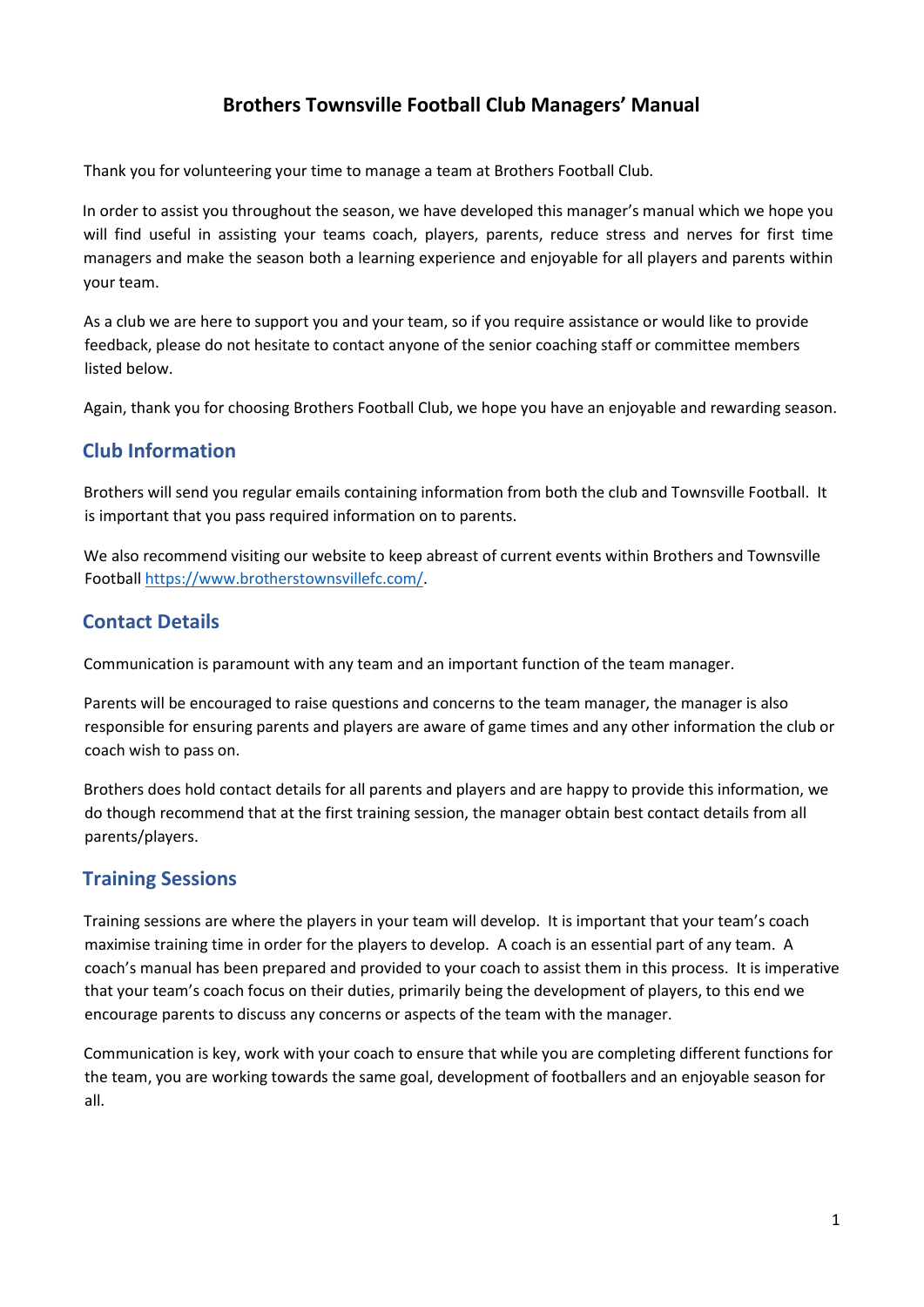# Brothers Townsville Football Club Managers' Manual

Thank you for volunteering your time to manage a team at Brothers Football Club.

In order to assist you throughout the season, we have developed this manager's manual which we hope you will find useful in assisting your teams coach, players, parents, reduce stress and nerves for first time managers and make the season both a learning experience and enjoyable for all players and parents within your team.

As a club we are here to support you and your team, so if you require assistance or would like to provide feedback, please do not hesitate to contact anyone of the senior coaching staff or committee members listed below.

Again, thank you for choosing Brothers Football Club, we hope you have an enjoyable and rewarding season.

## Club Information

Brothers will send you regular emails containing information from both the club and Townsville Football. It is important that you pass required information on to parents.

We also recommend visiting our website to keep abreast of current events within Brothers and Townsville Football [https://www.brotherstownsvillefc.com/](https://www.brotherstownsvillefc.com/).

## Contact Details

Communication is paramount with any team and an important function of the team manager.

Parents will be encouraged to raise questions and concerns to the team manager, the manager is also responsible for ensuring parents and players are aware of game times and any other information the club or coach wish to pass on.

Brothers does hold contact details for all parents and players and are happy to provide this information, we do though recommend that at the first training session, the manager obtain best contact details from all parents/players.

## Training Sessions

Training sessions are where the players in your team will develop. It is important that your team's coach maximise training time in order for the players to develop. A coach is an essential part of any team. A coach's manual has been prepared and provided to your coach to assist them in this process. It is imperative that your team's coach focus on their duties, primarily being the development of players, to this end we encourage parents to discuss any concerns or aspects of the team with the manager.

Communication is key, work with your coach to ensure that while you are completing different functions for the team, you are working towards the same goal, development of footballers and an enjoyable season for all.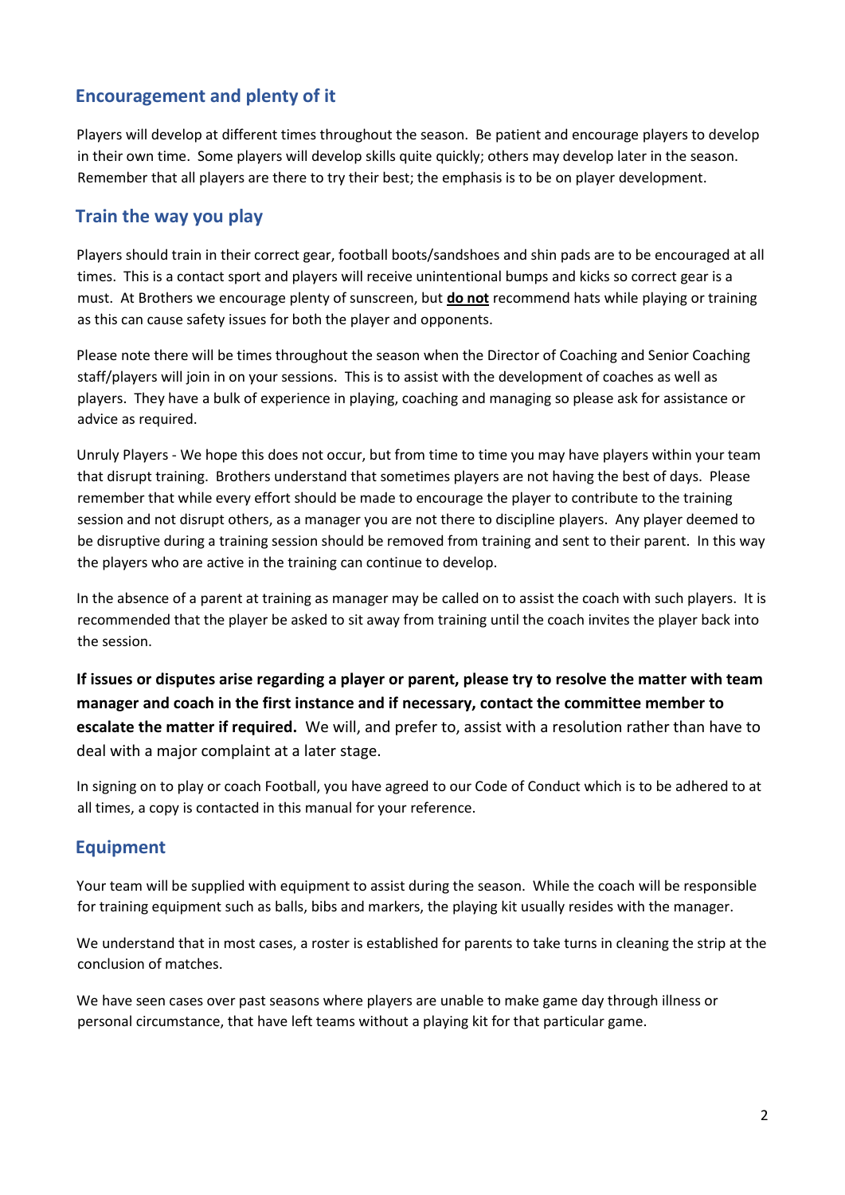## Encouragement and plenty of it

Players will develop at different times throughout the season. Be patient and encourage players to develop in their own time. Some players will develop skills quite quickly; others may develop later in the season. Remember that all players are there to try their best; the emphasis is to be on player development.

## Train the way you play

Players should train in their correct gear, football boots/sandshoes and shin pads are to be encouraged at all times. This is a contact sport and players will receive unintentional bumps and kicks so correct gear is a must. At Brothers we encourage plenty of sunscreen, but **do not** recommend hats while playing or training as this can cause safety issues for both the player and opponents.

Please note there will be times throughout the season when the Director of Coaching and Senior Coaching staff/players will join in on your sessions. This is to assist with the development of coaches as well as players. They have a bulk of experience in playing, coaching and managing so please ask for assistance or advice as required.

Unruly Players - We hope this does not occur, but from time to time you may have players within your team that disrupt training. Brothers understand that sometimes players are not having the best of days. Please remember that while every effort should be made to encourage the player to contribute to the training session and not disrupt others, as a manager you are not there to discipline players. Any player deemed to be disruptive during a training session should be removed from training and sent to their parent. In this way the players who are active in the training can continue to develop.

In the absence of a parent at training as manager may be called on to assist the coach with such players. It is recommended that the player be asked to sit away from training until the coach invites the player back into the session.

**If issues or disputes arise regarding a player or parent, please try to resolve the matter with team manager and coach in the first instance and if necessary, contact the committee member to escalate the matter if required.** We will, and prefer to, assist with a resolution rather than have to deal with a major complaint at a later stage.

In signing on to play or coach Football, you have agreed to our Code of Conduct which is to be adhered to at all times, a copy is contacted in this manual for your reference.

## Equipment

Your team will be supplied with equipment to assist during the season. While the coach will be responsible for training equipment such as balls, bibs and markers, the playing kit usually resides with the manager.

We understand that in most cases, a roster is established for parents to take turns in cleaning the strip at the conclusion of matches.

We have seen cases over past seasons where players are unable to make game day through illness or personal circumstance, that have left teams without a playing kit for that particular game.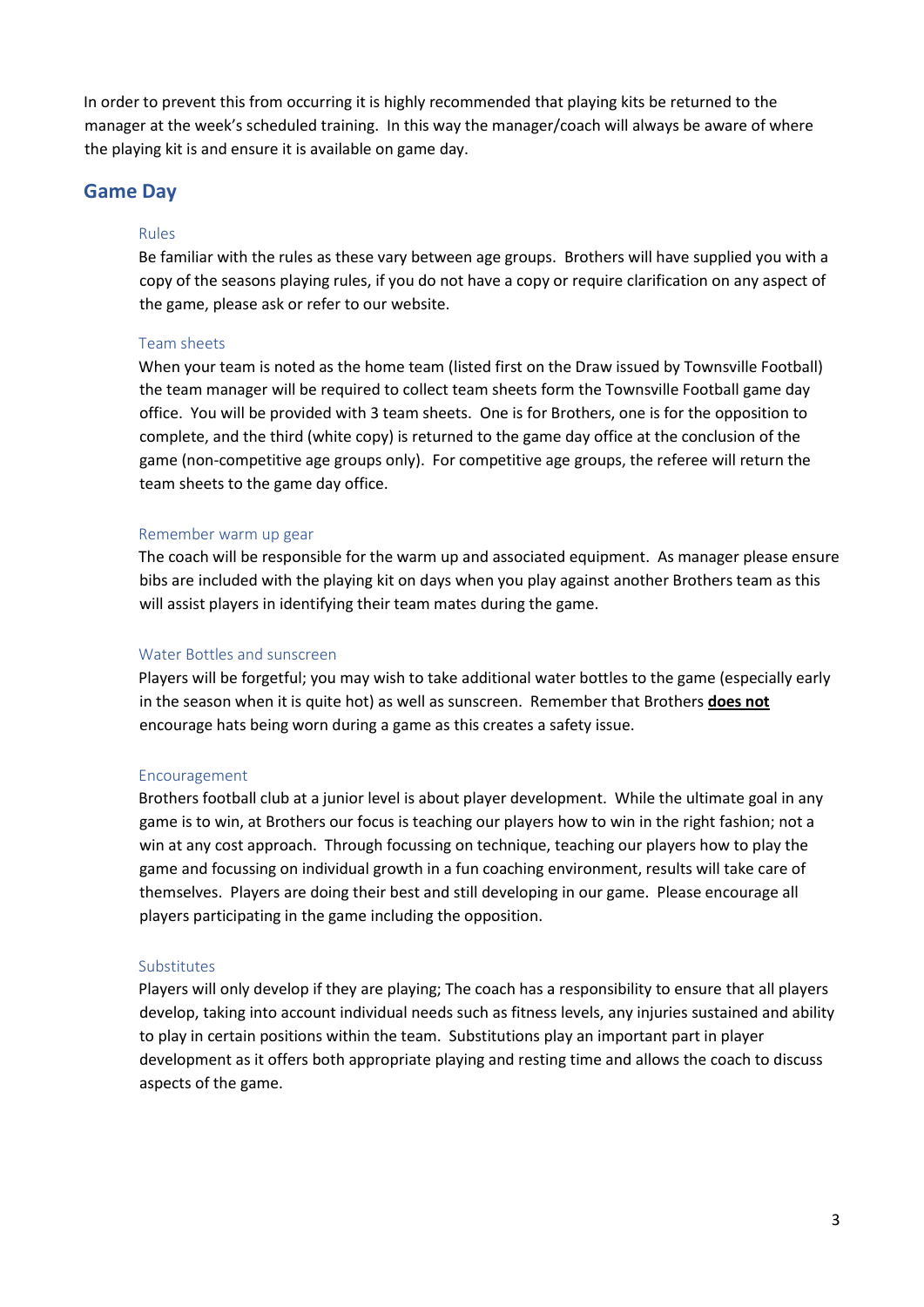In order to prevent this from occurring it is highly recommended that playing kits be returned to the manager at the week's scheduled training. In this way the manager/coach will always be aware of where the playing kit is and ensure it is available on game day.

## Game Day

### Rules

Be familiar with the rules as these vary between age groups. Brothers will have supplied you with a copy of the seasons playing rules, if you do not have a copy or require clarification on any aspect of the game, please ask or refer to our website.

### Team sheets

When your team is noted as the home team (listed first on the Draw issued by Townsville Football) the team manager will be required to collect team sheets form the Townsville Football game day office. You will be provided with 3 team sheets. One is for Brothers, one is for the opposition to complete, and the third (white copy) is returned to the game day office at the conclusion of the game (non-competitive age groups only). For competitive age groups, the referee will return the team sheets to the game day office.

### Remember warm up gear

The coach will be responsible for the warm up and associated equipment. As manager please ensure bibs are included with the playing kit on days when you play against another Brothers team as this will assist players in identifying their team mates during the game.

### Water Bottles and sunscreen

Players will be forgetful; you may wish to take additional water bottles to the game (especially early in the season when it is quite hot) as well as sunscreen. Remember that Brothers **does not** encourage hats being worn during a game as this creates a safety issue.

### Encouragement

Brothers football club at a junior level is about player development. While the ultimate goal in any game is to win, at Brothers our focus is teaching our players how to win in the right fashion; not a win at any cost approach. Through focussing on technique, teaching our players how to play the game and focussing on individual growth in a fun coaching environment, results will take care of themselves. Players are doing their best and still developing in our game. Please encourage all players participating in the game including the opposition.

### Substitutes

Players will only develop if they are playing; The coach has a responsibility to ensure that all players develop, taking into account individual needs such as fitness levels, any injuries sustained and ability to play in certain positions within the team. Substitutions play an important part in player development as it offers both appropriate playing and resting time and allows the coach to discuss aspects of the game.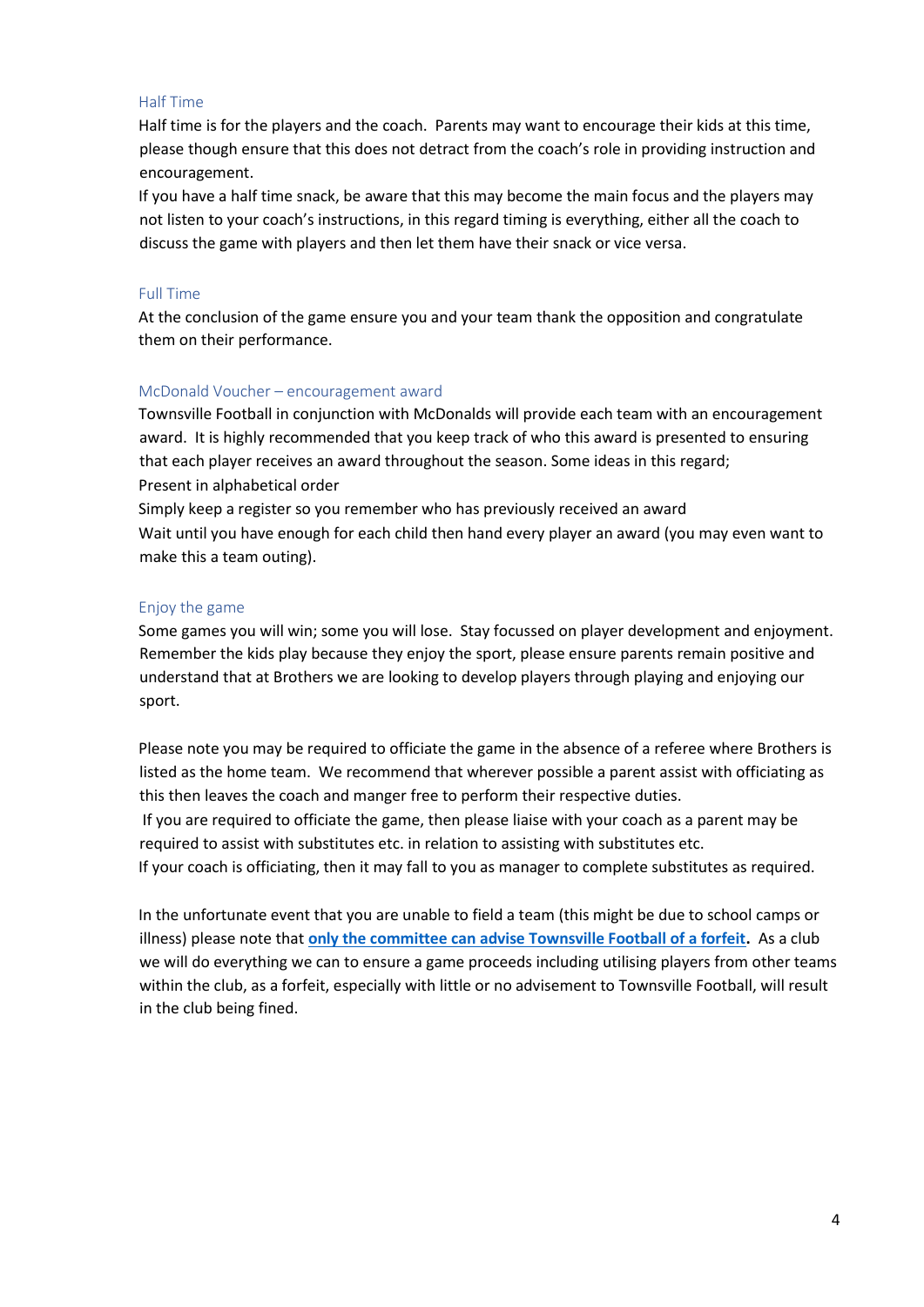### Half Time

Half time is for the players and the coach. Parents may want to encourage their kids at this time, please though ensure that this does not detract from the coach's role in providing instruction and encouragement.

If you have a half time snack, be aware that this may become the main focus and the players may not listen to your coach's instructions, in this regard timing is everything, either all the coach to discuss the game with players and then let them have their snack or vice versa.

### Full Time

At the conclusion of the game ensure you and your team thank the opposition and congratulate them on their performance.

### McDonald Voucher – encouragement award

Townsville Football in conjunction with McDonalds will provide each team with an encouragement award. It is highly recommended that you keep track of who this award is presented to ensuring that each player receives an award throughout the season. Some ideas in this regard;

Present in alphabetical order

Simply keep a register so you remember who has previously received an award

Wait until you have enough for each child then hand every player an award (you may even want to make this a team outing).

### Enjoy the game

Some games you will win; some you will lose. Stay focussed on player development and enjoyment. Remember the kids play because they enjoy the sport, please ensure parents remain positive and understand that at Brothers we are looking to develop players through playing and enjoying our sport.

Please note you may be required to officiate the game in the absence of a referee where Brothers is listed as the home team. We recommend that wherever possible a parent assist with officiating as this then leaves the coach and manger free to perform their respective duties.

If you are required to officiate the game, then please liaise with your coach as a parent may be required to assist with substitutes etc. in relation to assisting with substitutes etc.

If your coach is officiating, then it may fall to you as manager to complete substitutes as required.

In the unfortunate event that you are unable to field a team (this might be due to school camps or illness) please note that **only the committee can advise Townsville Football of a forfeit.** As a club we will do everything we can to ensure a game proceeds including utilising players from other teams within the club, as a forfeit, especially with little or no advisement to Townsville Football, will result in the club being fined.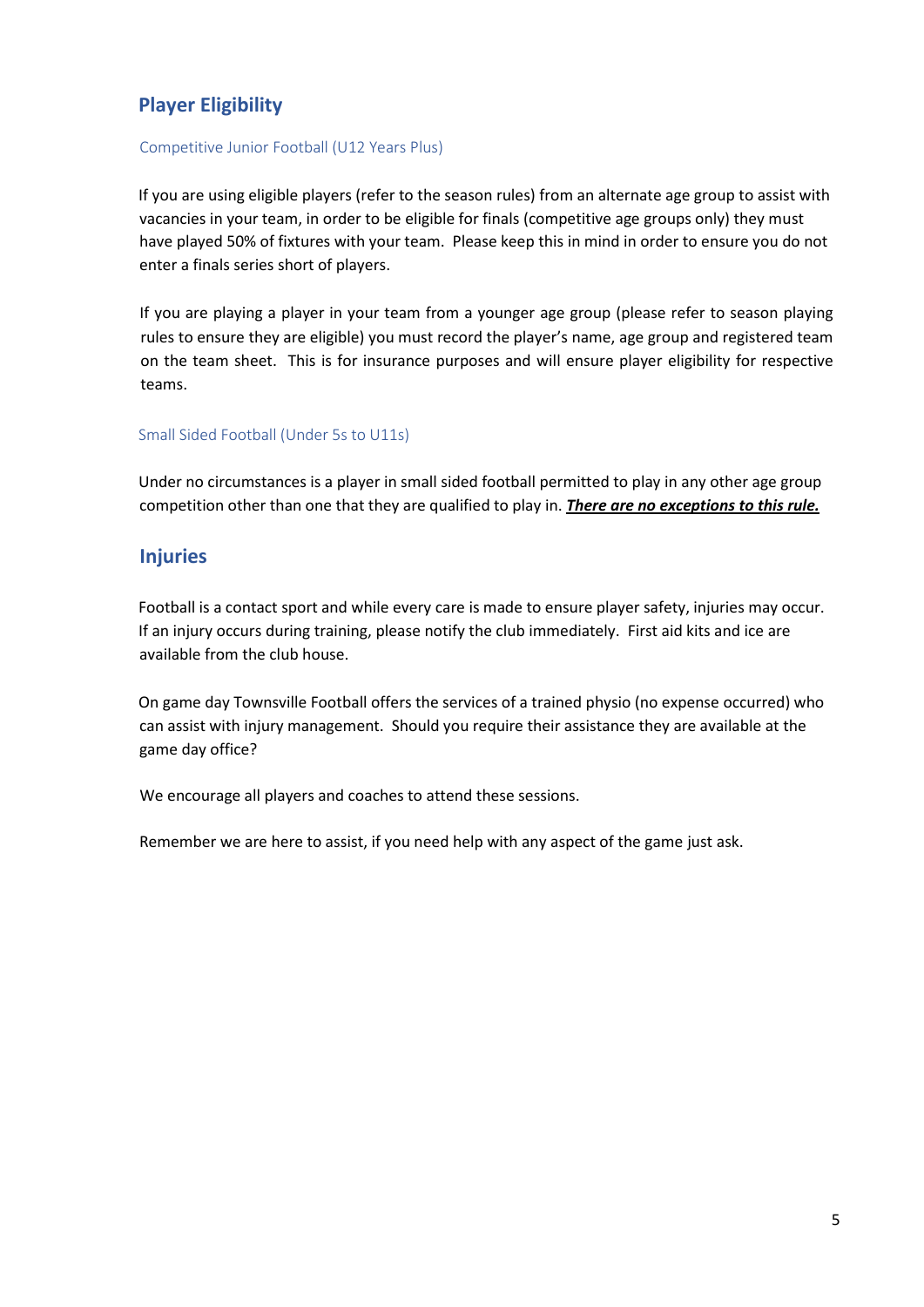## Player Eligibility

### Competitive Junior Football (U12 Years Plus)

If you are using eligible players (refer to the season rules) from an alternate age group to assist with vacancies in your team, in order to be eligible for finals (competitive age groups only) they must have played 50% of fixtures with your team. Please keep this in mind in order to ensure you do not enter a finals series short of players.

If you are playing a player in your team from a younger age group (please refer to season playing rules to ensure they are eligible) you must record the player's name, age group and registered team on the team sheet. This is for insurance purposes and will ensure player eligibility for respective teams.

### Small Sided Football (Under 5s to U11s)

Under no circumstances is a player in small sided football permitted to play in any other age group competition other than one that they are qualified to play in. ***<u>There are no exceptions to this rule.</u>***

## Injuries

Football is a contact sport and while every care is made to ensure player safety, injuries may occur. If an injury occurs during training, please notify the club immediately. First aid kits and ice are available from the club house.

On game day Townsville Football offers the services of a trained physio (no expense occurred) who can assist with injury management. Should you require their assistance they are available at the game day office?

We encourage all players and coaches to attend these sessions.

Remember we are here to assist, if you need help with any aspect of the game just ask.